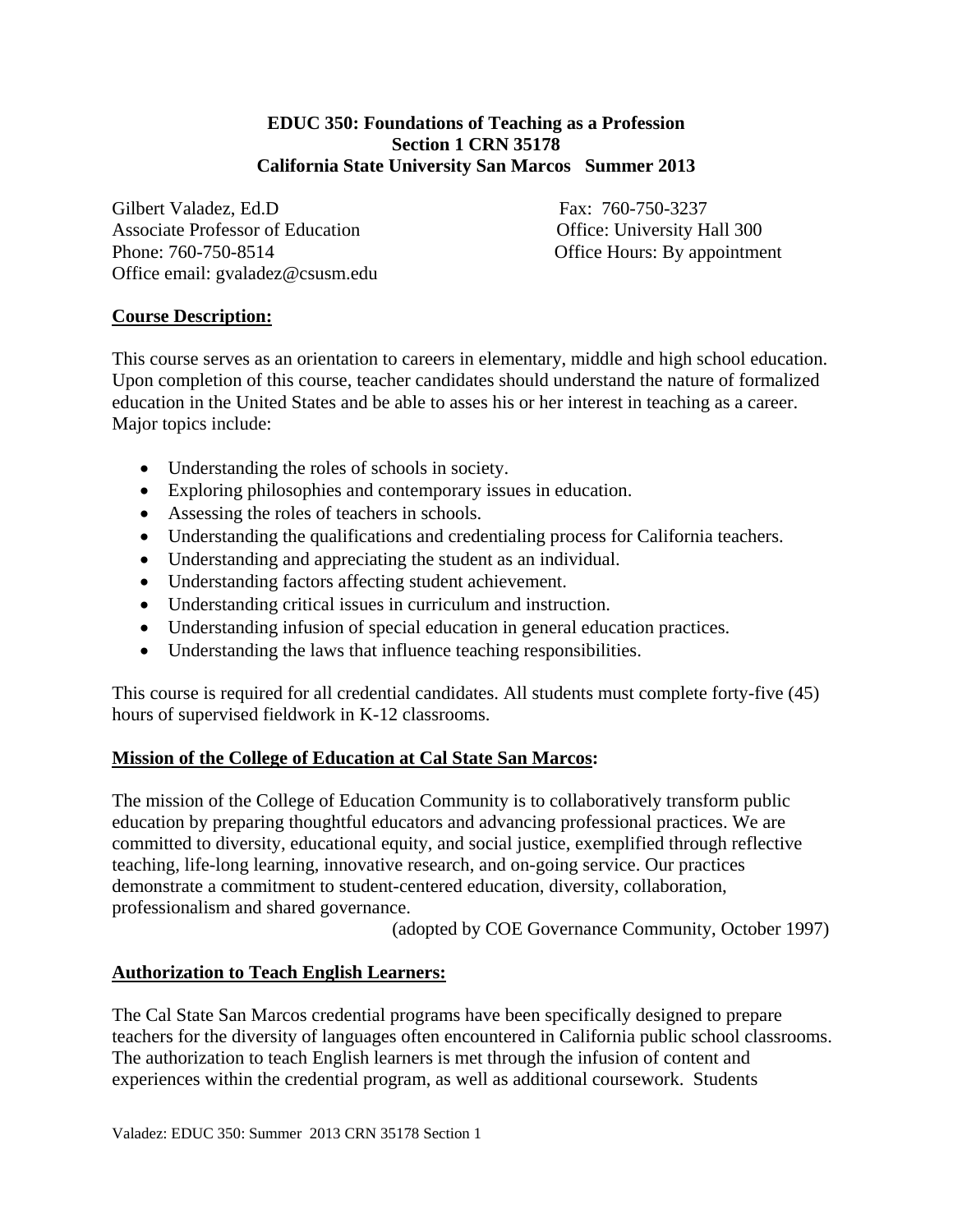**EDUC 350: Foundations of Teaching as a Profession**
**Section 1 CRN 35178**
**California State University San Marcos Summer 2013**

Gilbert Valadez, Ed.D
Associate Professor of Education
Phone: 760-750-8514
Office email: gvaladez@csusm.edu

Fax: 760-750-3237
Office: University Hall 300
Office Hours: By appointment

## Course Description:

This course serves as an orientation to careers in elementary, middle and high school education. Upon completion of this course, teacher candidates should understand the nature of formalized education in the United States and be able to asses his or her interest in teaching as a career. Major topics include:

- Understanding the roles of schools in society.
- Exploring philosophies and contemporary issues in education.
- Assessing the roles of teachers in schools.
- Understanding the qualifications and credentialing process for California teachers.
- Understanding and appreciating the student as an individual.
- Understanding factors affecting student achievement.
- Understanding critical issues in curriculum and instruction.
- Understanding infusion of special education in general education practices.
- Understanding the laws that influence teaching responsibilities.

This course is required for all credential candidates. All students must complete forty-five (45) hours of supervised fieldwork in K-12 classrooms.

## Mission of the College of Education at Cal State San Marcos:

The mission of the College of Education Community is to collaboratively transform public education by preparing thoughtful educators and advancing professional practices. We are committed to diversity, educational equity, and social justice, exemplified through reflective teaching, life-long learning, innovative research, and on-going service. Our practices demonstrate a commitment to student-centered education, diversity, collaboration, professionalism and shared governance.

(adopted by COE Governance Community, October 1997)

## Authorization to Teach English Learners:

The Cal State San Marcos credential programs have been specifically designed to prepare teachers for the diversity of languages often encountered in California public school classrooms. The authorization to teach English learners is met through the infusion of content and experiences within the credential program, as well as additional coursework. Students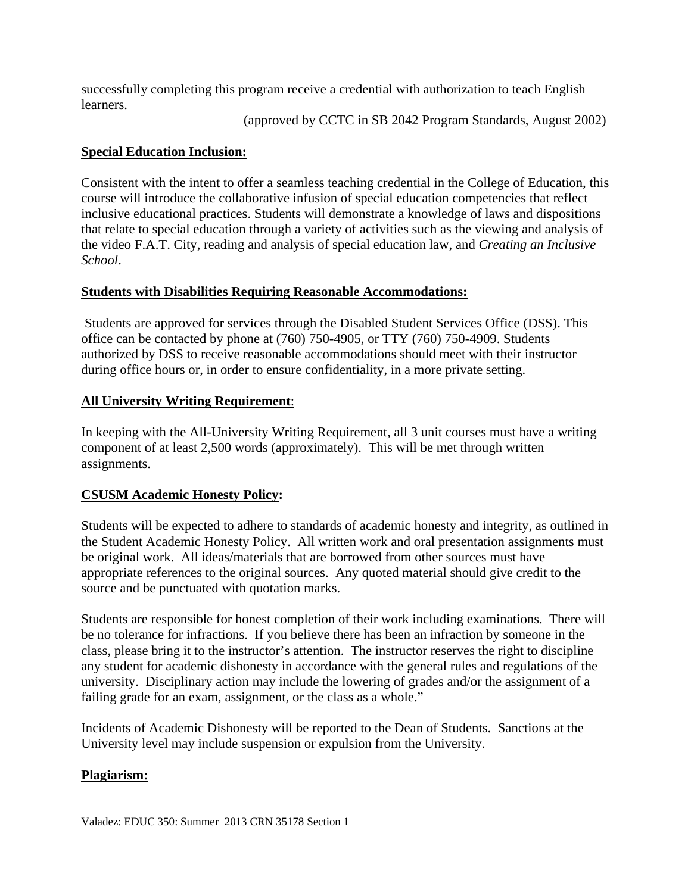successfully completing this program receive a credential with authorization to teach English learners.

(approved by CCTC in SB 2042 Program Standards, August 2002)

## Special Education Inclusion:

Consistent with the intent to offer a seamless teaching credential in the College of Education, this course will introduce the collaborative infusion of special education competencies that reflect inclusive educational practices. Students will demonstrate a knowledge of laws and dispositions that relate to special education through a variety of activities such as the viewing and analysis of the video F.A.T. City, reading and analysis of special education law, and *Creating an Inclusive School*.

## Students with Disabilities Requiring Reasonable Accommodations:

Students are approved for services through the Disabled Student Services Office (DSS). This office can be contacted by phone at (760) 750-4905, or TTY (760) 750-4909. Students authorized by DSS to receive reasonable accommodations should meet with their instructor during office hours or, in order to ensure confidentiality, in a more private setting.

## All University Writing Requirement:

In keeping with the All-University Writing Requirement, all 3 unit courses must have a writing component of at least 2,500 words (approximately). This will be met through written assignments.

## CSUSM Academic Honesty Policy:

Students will be expected to adhere to standards of academic honesty and integrity, as outlined in the Student Academic Honesty Policy. All written work and oral presentation assignments must be original work. All ideas/materials that are borrowed from other sources must have appropriate references to the original sources. Any quoted material should give credit to the source and be punctuated with quotation marks.

Students are responsible for honest completion of their work including examinations. There will be no tolerance for infractions. If you believe there has been an infraction by someone in the class, please bring it to the instructor's attention. The instructor reserves the right to discipline any student for academic dishonesty in accordance with the general rules and regulations of the university. Disciplinary action may include the lowering of grades and/or the assignment of a failing grade for an exam, assignment, or the class as a whole."

Incidents of Academic Dishonesty will be reported to the Dean of Students. Sanctions at the University level may include suspension or expulsion from the University.

## Plagiarism: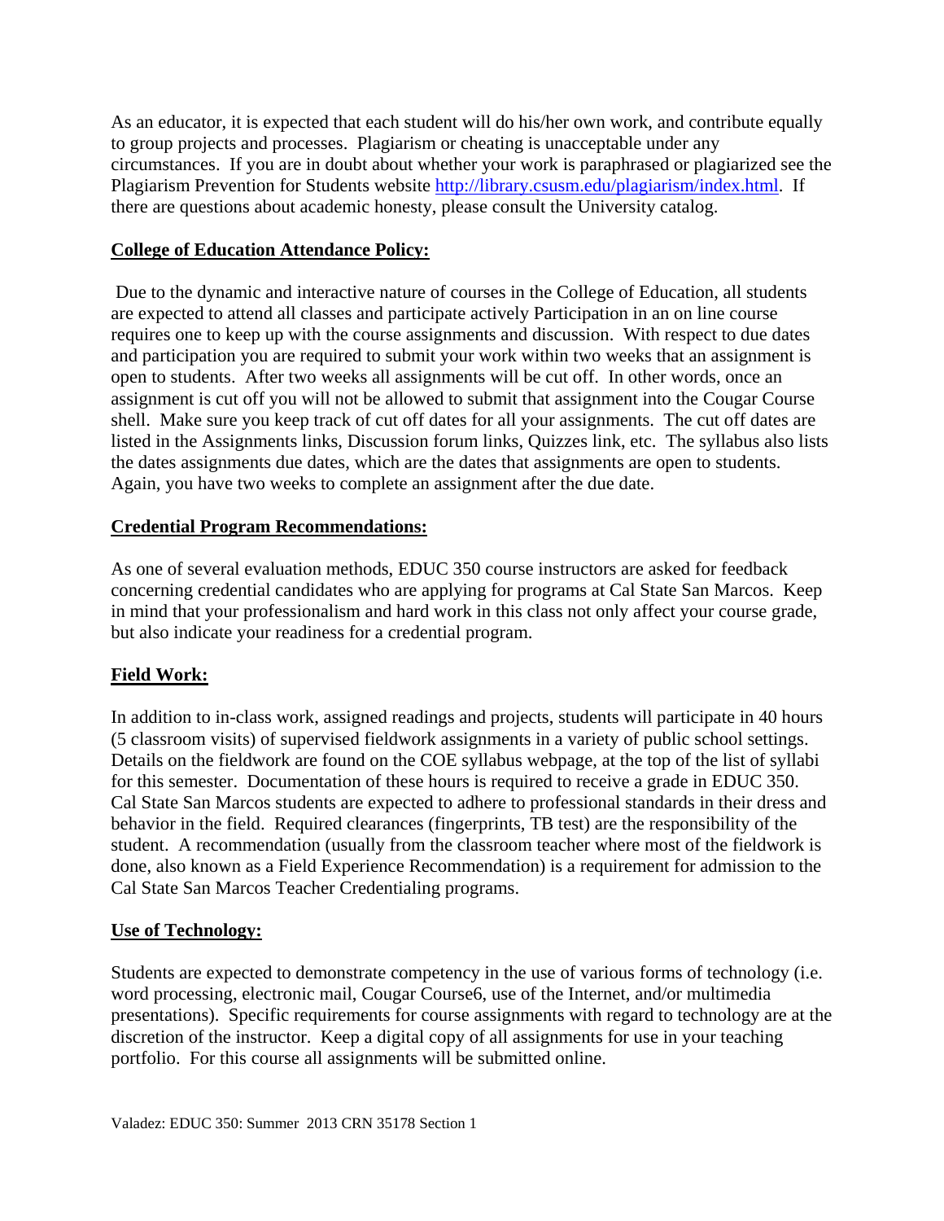As an educator, it is expected that each student will do his/her own work, and contribute equally to group projects and processes. Plagiarism or cheating is unacceptable under any circumstances. If you are in doubt about whether your work is paraphrased or plagiarized see the Plagiarism Prevention for Students website http://library.csusm.edu/plagiarism/index.html. If there are questions about academic honesty, please consult the University catalog.

**College of Education Attendance Policy:**

Due to the dynamic and interactive nature of courses in the College of Education, all students are expected to attend all classes and participate actively Participation in an on line course requires one to keep up with the course assignments and discussion. With respect to due dates and participation you are required to submit your work within two weeks that an assignment is open to students. After two weeks all assignments will be cut off. In other words, once an assignment is cut off you will not be allowed to submit that assignment into the Cougar Course shell. Make sure you keep track of cut off dates for all your assignments. The cut off dates are listed in the Assignments links, Discussion forum links, Quizzes link, etc. The syllabus also lists the dates assignments due dates, which are the dates that assignments are open to students. Again, you have two weeks to complete an assignment after the due date.

**Credential Program Recommendations:**

As one of several evaluation methods, EDUC 350 course instructors are asked for feedback concerning credential candidates who are applying for programs at Cal State San Marcos. Keep in mind that your professionalism and hard work in this class not only affect your course grade, but also indicate your readiness for a credential program.

**Field Work:**

In addition to in-class work, assigned readings and projects, students will participate in 40 hours (5 classroom visits) of supervised fieldwork assignments in a variety of public school settings. Details on the fieldwork are found on the COE syllabus webpage, at the top of the list of syllabi for this semester. Documentation of these hours is required to receive a grade in EDUC 350. Cal State San Marcos students are expected to adhere to professional standards in their dress and behavior in the field. Required clearances (fingerprints, TB test) are the responsibility of the student. A recommendation (usually from the classroom teacher where most of the fieldwork is done, also known as a Field Experience Recommendation) is a requirement for admission to the Cal State San Marcos Teacher Credentialing programs.

**Use of Technology:**

Students are expected to demonstrate competency in the use of various forms of technology (i.e. word processing, electronic mail, Cougar Course6, use of the Internet, and/or multimedia presentations). Specific requirements for course assignments with regard to technology are at the discretion of the instructor. Keep a digital copy of all assignments for use in your teaching portfolio. For this course all assignments will be submitted online.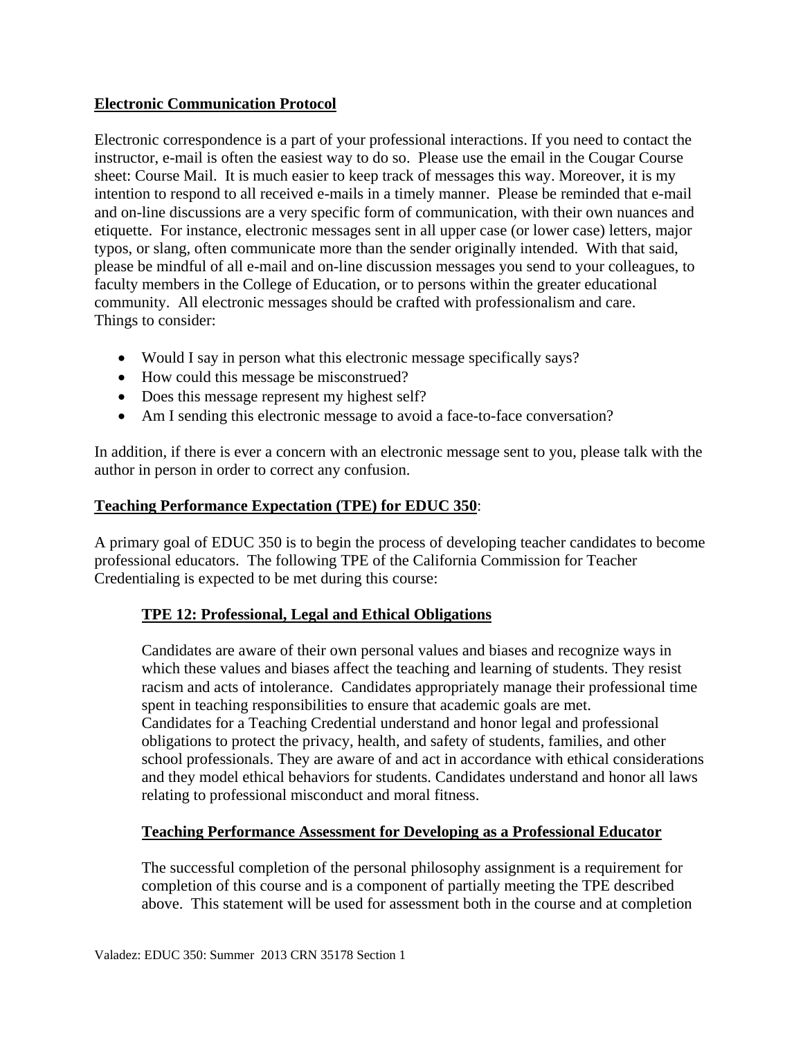**Electronic Communication Protocol**

Electronic correspondence is a part of your professional interactions. If you need to contact the instructor, e-mail is often the easiest way to do so. Please use the email in the Cougar Course sheet: Course Mail. It is much easier to keep track of messages this way. Moreover, it is my intention to respond to all received e-mails in a timely manner. Please be reminded that e-mail and on-line discussions are a very specific form of communication, with their own nuances and etiquette. For instance, electronic messages sent in all upper case (or lower case) letters, major typos, or slang, often communicate more than the sender originally intended. With that said, please be mindful of all e-mail and on-line discussion messages you send to your colleagues, to faculty members in the College of Education, or to persons within the greater educational community. All electronic messages should be crafted with professionalism and care.
Things to consider:

- Would I say in person what this electronic message specifically says?
- How could this message be misconstrued?
- Does this message represent my highest self?
- Am I sending this electronic message to avoid a face-to-face conversation?

In addition, if there is ever a concern with an electronic message sent to you, please talk with the author in person in order to correct any confusion.

**Teaching Performance Expectation (TPE) for EDUC 350**:

A primary goal of EDUC 350 is to begin the process of developing teacher candidates to become professional educators. The following TPE of the California Commission for Teacher Credentialing is expected to be met during this course:

**TPE 12: Professional, Legal and Ethical Obligations**

Candidates are aware of their own personal values and biases and recognize ways in which these values and biases affect the teaching and learning of students. They resist racism and acts of intolerance. Candidates appropriately manage their professional time spent in teaching responsibilities to ensure that academic goals are met.
Candidates for a Teaching Credential understand and honor legal and professional obligations to protect the privacy, health, and safety of students, families, and other school professionals. They are aware of and act in accordance with ethical considerations and they model ethical behaviors for students. Candidates understand and honor all laws relating to professional misconduct and moral fitness.

**Teaching Performance Assessment for Developing as a Professional Educator**

The successful completion of the personal philosophy assignment is a requirement for completion of this course and is a component of partially meeting the TPE described above. This statement will be used for assessment both in the course and at completion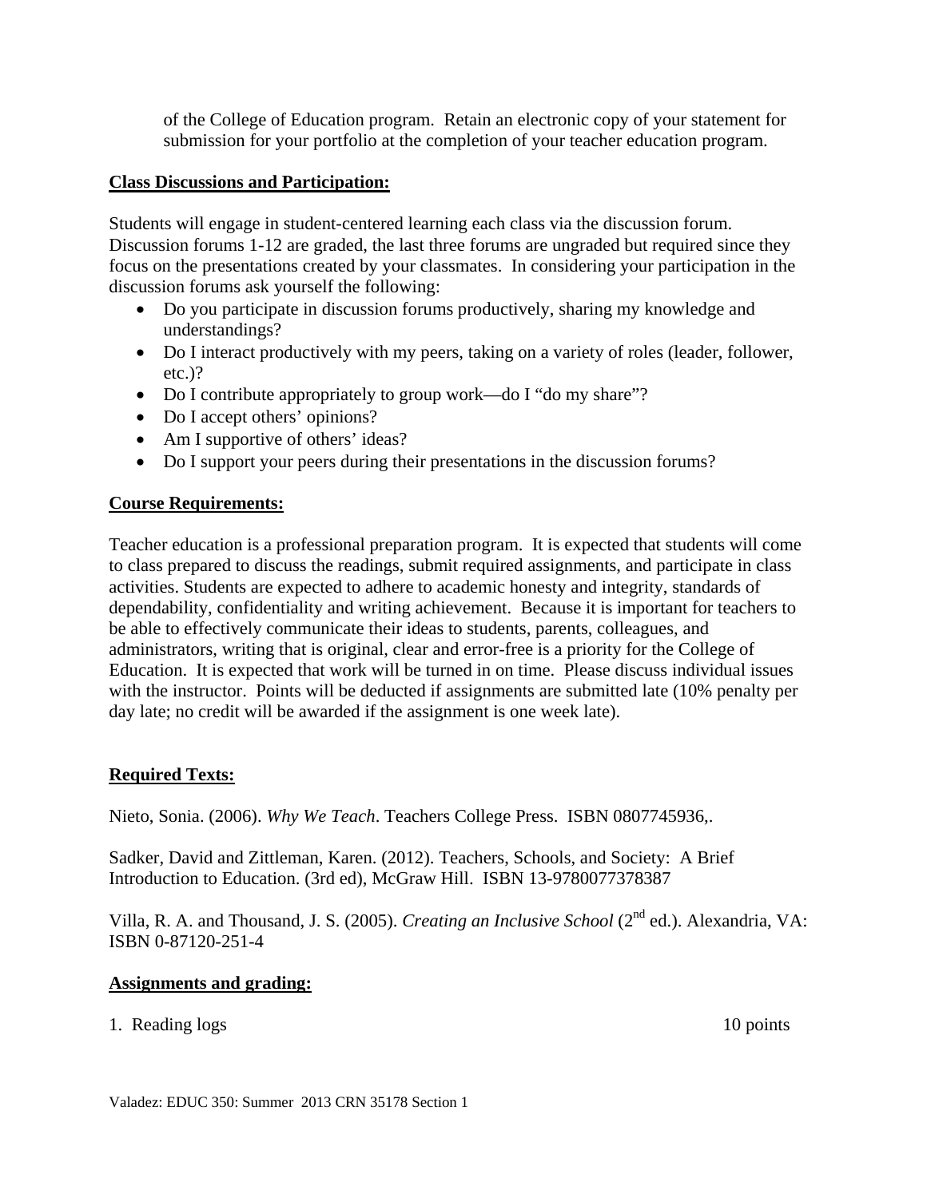of the College of Education program. Retain an electronic copy of your statement for submission for your portfolio at the completion of your teacher education program.

**Class Discussions and Participation:**

Students will engage in student-centered learning each class via the discussion forum. Discussion forums 1-12 are graded, the last three forums are ungraded but required since they focus on the presentations created by your classmates. In considering your participation in the discussion forums ask yourself the following:

- Do you participate in discussion forums productively, sharing my knowledge and understandings?
- Do I interact productively with my peers, taking on a variety of roles (leader, follower, etc.)?
- Do I contribute appropriately to group work—do I "do my share"?
- Do I accept others' opinions?
- Am I supportive of others' ideas?
- Do I support your peers during their presentations in the discussion forums?

**Course Requirements:**

Teacher education is a professional preparation program. It is expected that students will come to class prepared to discuss the readings, submit required assignments, and participate in class activities. Students are expected to adhere to academic honesty and integrity, standards of dependability, confidentiality and writing achievement. Because it is important for teachers to be able to effectively communicate their ideas to students, parents, colleagues, and administrators, writing that is original, clear and error-free is a priority for the College of Education. It is expected that work will be turned in on time. Please discuss individual issues with the instructor. Points will be deducted if assignments are submitted late (10% penalty per day late; no credit will be awarded if the assignment is one week late).

**Required Texts:**

Nieto, Sonia. (2006). *Why We Teach*. Teachers College Press. ISBN 0807745936,.

Sadker, David and Zittleman, Karen. (2012). Teachers, Schools, and Society: A Brief Introduction to Education. (3rd ed), McGraw Hill. ISBN 13-9780077378387

Villa, R. A. and Thousand, J. S. (2005). *Creating an Inclusive School* (2nd ed.). Alexandria, VA: ISBN 0-87120-251-4

**Assignments and grading:**

1. Reading logs 10 points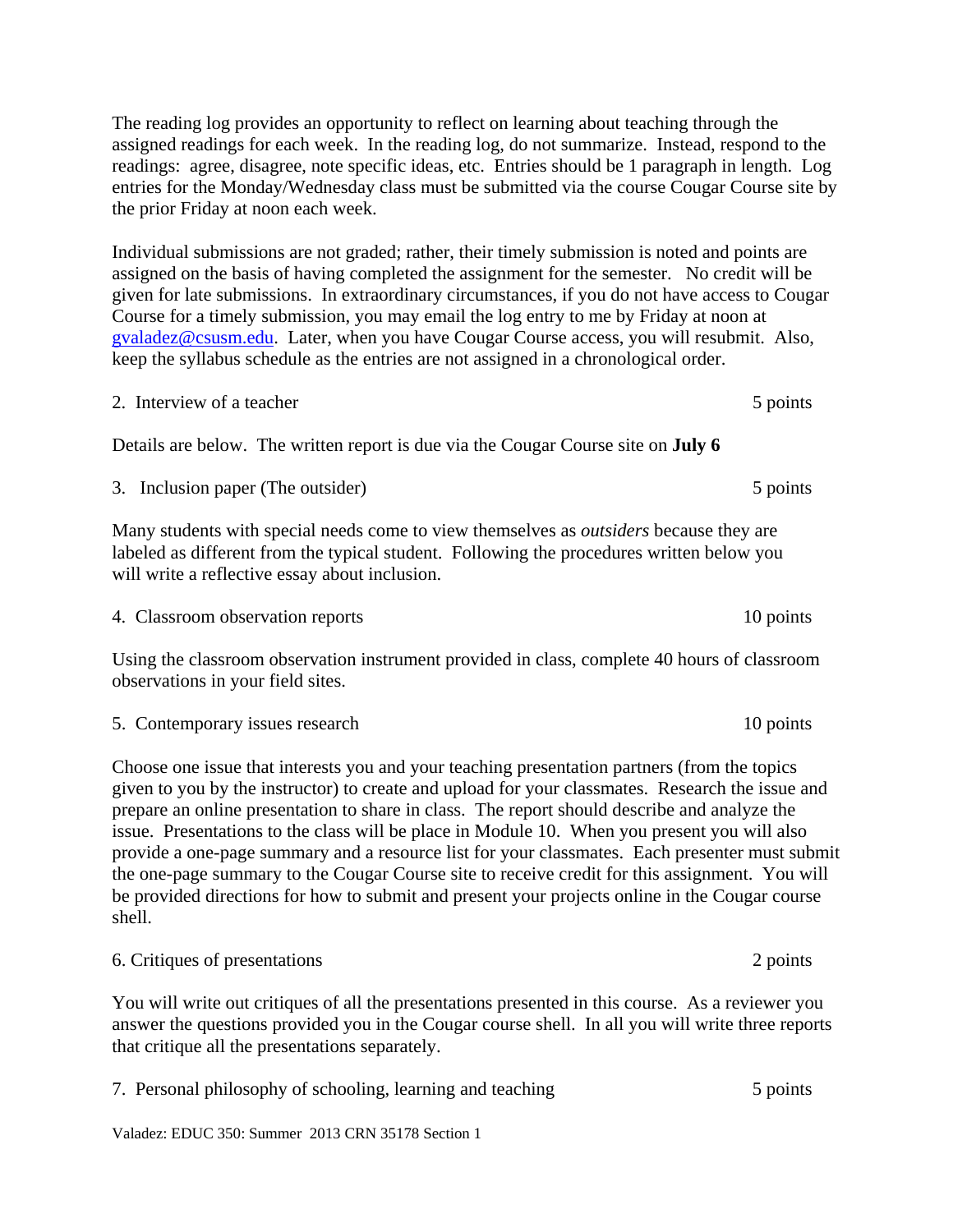The reading log provides an opportunity to reflect on learning about teaching through the assigned readings for each week. In the reading log, do not summarize. Instead, respond to the readings: agree, disagree, note specific ideas, etc. Entries should be 1 paragraph in length. Log entries for the Monday/Wednesday class must be submitted via the course Cougar Course site by the prior Friday at noon each week.

Individual submissions are not graded; rather, their timely submission is noted and points are assigned on the basis of having completed the assignment for the semester. No credit will be given for late submissions. In extraordinary circumstances, if you do not have access to Cougar Course for a timely submission, you may email the log entry to me by Friday at noon at gvaladez@csusm.edu. Later, when you have Cougar Course access, you will resubmit. Also, keep the syllabus schedule as the entries are not assigned in a chronological order.

2. Interview of a teacher — 5 points

Details are below. The written report is due via the Cougar Course site on **July 6**

3. Inclusion paper (The outsider) — 5 points

Many students with special needs come to view themselves as *outsiders* because they are labeled as different from the typical student. Following the procedures written below you will write a reflective essay about inclusion.

4. Classroom observation reports — 10 points

Using the classroom observation instrument provided in class, complete 40 hours of classroom observations in your field sites.

5. Contemporary issues research — 10 points

Choose one issue that interests you and your teaching presentation partners (from the topics given to you by the instructor) to create and upload for your classmates. Research the issue and prepare an online presentation to share in class. The report should describe and analyze the issue. Presentations to the class will be place in Module 10. When you present you will also provide a one-page summary and a resource list for your classmates. Each presenter must submit the one-page summary to the Cougar Course site to receive credit for this assignment. You will be provided directions for how to submit and present your projects online in the Cougar course shell.

6. Critiques of presentations — 2 points

You will write out critiques of all the presentations presented in this course. As a reviewer you answer the questions provided you in the Cougar course shell. In all you will write three reports that critique all the presentations separately.

7. Personal philosophy of schooling, learning and teaching — 5 points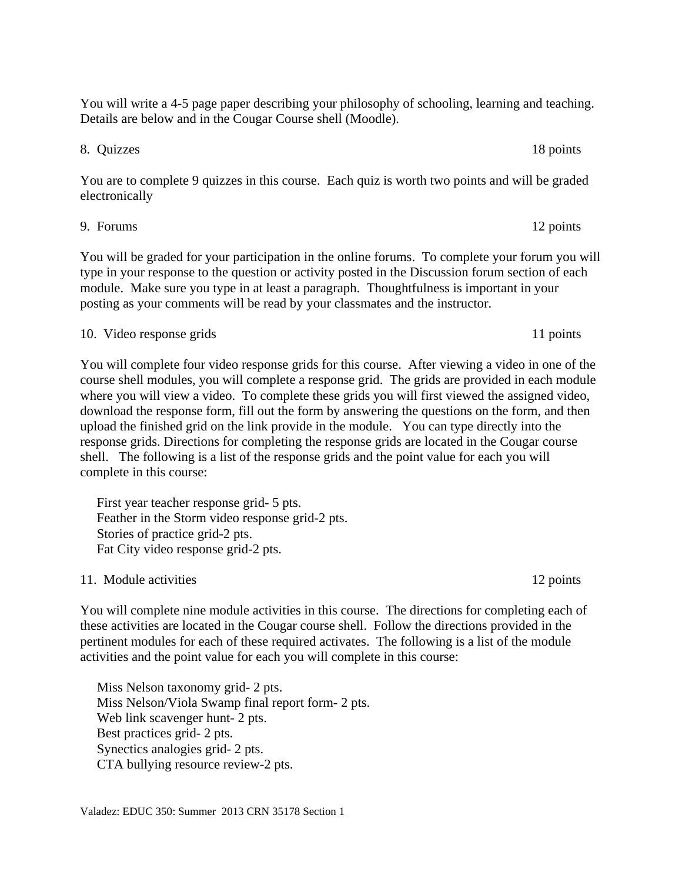You will write a 4-5 page paper describing your philosophy of schooling, learning and teaching. Details are below and in the Cougar Course shell (Moodle).

8. Quizzes 18 points

You are to complete 9 quizzes in this course. Each quiz is worth two points and will be graded electronically

9. Forums 12 points

You will be graded for your participation in the online forums. To complete your forum you will type in your response to the question or activity posted in the Discussion forum section of each module. Make sure you type in at least a paragraph. Thoughtfulness is important in your posting as your comments will be read by your classmates and the instructor.

10. Video response grids 11 points

You will complete four video response grids for this course. After viewing a video in one of the course shell modules, you will complete a response grid. The grids are provided in each module where you will view a video. To complete these grids you will first viewed the assigned video, download the response form, fill out the form by answering the questions on the form, and then upload the finished grid on the link provide in the module. You can type directly into the response grids. Directions for completing the response grids are located in the Cougar course shell. The following is a list of the response grids and the point value for each you will complete in this course:

First year teacher response grid- 5 pts.
Feather in the Storm video response grid-2 pts.
Stories of practice grid-2 pts.
Fat City video response grid-2 pts.

11. Module activities 12 points

You will complete nine module activities in this course. The directions for completing each of these activities are located in the Cougar course shell. Follow the directions provided in the pertinent modules for each of these required activates. The following is a list of the module activities and the point value for each you will complete in this course:

Miss Nelson taxonomy grid- 2 pts.
Miss Nelson/Viola Swamp final report form- 2 pts.
Web link scavenger hunt- 2 pts.
Best practices grid- 2 pts.
Synectics analogies grid- 2 pts.
CTA bullying resource review-2 pts.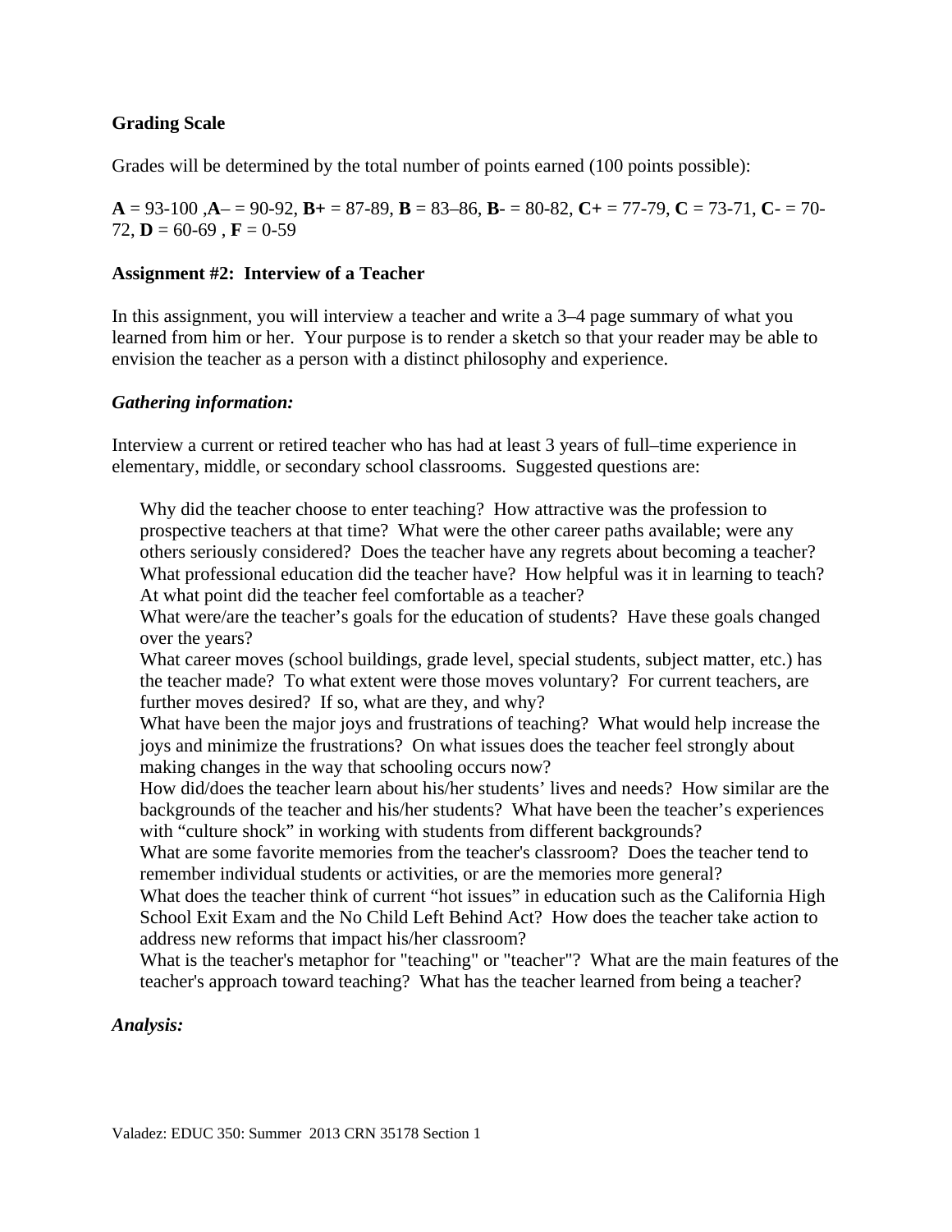**Grading Scale**

Grades will be determined by the total number of points earned (100 points possible):

**A** = 93-100 ,**A**– = 90-92, **B+** = 87-89, **B** = 83–86, **B**- = 80-82, **C+** = 77-79, **C** = 73-71, **C**- = 70-72, **D** = 60-69 , **F** = 0-59

**Assignment #2: Interview of a Teacher**

In this assignment, you will interview a teacher and write a 3–4 page summary of what you learned from him or her. Your purpose is to render a sketch so that your reader may be able to envision the teacher as a person with a distinct philosophy and experience.

***Gathering information:***

Interview a current or retired teacher who has had at least 3 years of full–time experience in elementary, middle, or secondary school classrooms. Suggested questions are:

Why did the teacher choose to enter teaching? How attractive was the profession to prospective teachers at that time? What were the other career paths available; were any others seriously considered? Does the teacher have any regrets about becoming a teacher?
What professional education did the teacher have? How helpful was it in learning to teach? At what point did the teacher feel comfortable as a teacher?
What were/are the teacher's goals for the education of students? Have these goals changed over the years?
What career moves (school buildings, grade level, special students, subject matter, etc.) has the teacher made? To what extent were those moves voluntary? For current teachers, are further moves desired? If so, what are they, and why?
What have been the major joys and frustrations of teaching? What would help increase the joys and minimize the frustrations? On what issues does the teacher feel strongly about making changes in the way that schooling occurs now?
How did/does the teacher learn about his/her students' lives and needs? How similar are the backgrounds of the teacher and his/her students? What have been the teacher's experiences with "culture shock" in working with students from different backgrounds?
What are some favorite memories from the teacher's classroom? Does the teacher tend to remember individual students or activities, or are the memories more general?
What does the teacher think of current "hot issues" in education such as the California High School Exit Exam and the No Child Left Behind Act? How does the teacher take action to address new reforms that impact his/her classroom?
What is the teacher's metaphor for "teaching" or "teacher"? What are the main features of the teacher's approach toward teaching? What has the teacher learned from being a teacher?

***Analysis:***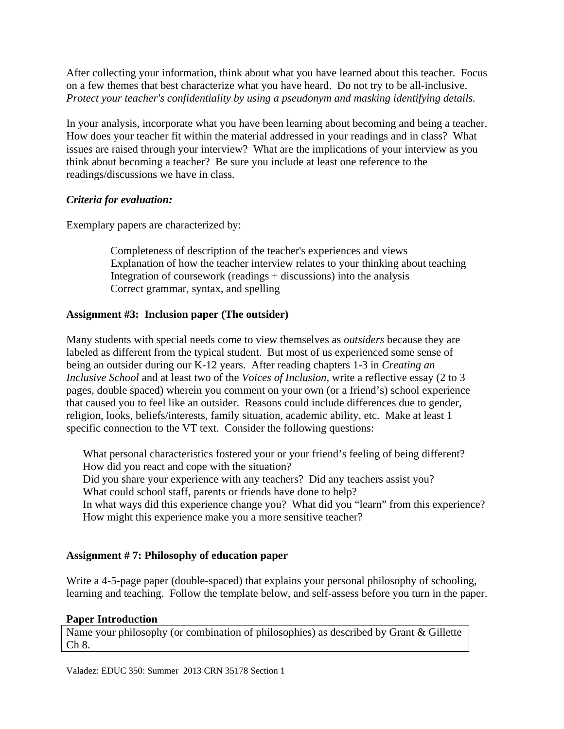After collecting your information, think about what you have learned about this teacher. Focus on a few themes that best characterize what you have heard. Do not try to be all-inclusive. *Protect your teacher's confidentiality by using a pseudonym and masking identifying details.*

In your analysis, incorporate what you have been learning about becoming and being a teacher. How does your teacher fit within the material addressed in your readings and in class? What issues are raised through your interview? What are the implications of your interview as you think about becoming a teacher? Be sure you include at least one reference to the readings/discussions we have in class.

***Criteria for evaluation:***

Exemplary papers are characterized by:

> Completeness of description of the teacher's experiences and views
> Explanation of how the teacher interview relates to your thinking about teaching
> Integration of coursework (readings + discussions) into the analysis
> Correct grammar, syntax, and spelling

**Assignment #3: Inclusion paper (The outsider)**

Many students with special needs come to view themselves as *outsiders* because they are labeled as different from the typical student. But most of us experienced some sense of being an outsider during our K-12 years. After reading chapters 1-3 in *Creating an Inclusive School* and at least two of the *Voices of Inclusion*, write a reflective essay (2 to 3 pages, double spaced) wherein you comment on your own (or a friend's) school experience that caused you to feel like an outsider. Reasons could include differences due to gender, religion, looks, beliefs/interests, family situation, academic ability, etc. Make at least 1 specific connection to the VT text. Consider the following questions:

> What personal characteristics fostered your or your friend's feeling of being different?
> How did you react and cope with the situation?
> Did you share your experience with any teachers? Did any teachers assist you?
> What could school staff, parents or friends have done to help?
> In what ways did this experience change you? What did you "learn" from this experience?
> How might this experience make you a more sensitive teacher?

**Assignment # 7: Philosophy of education paper**

Write a 4-5-page paper (double-spaced) that explains your personal philosophy of schooling, learning and teaching. Follow the template below, and self-assess before you turn in the paper.

| **Paper Introduction** |
|---|
| Name your philosophy (or combination of philosophies) as described by Grant & Gillette Ch 8. |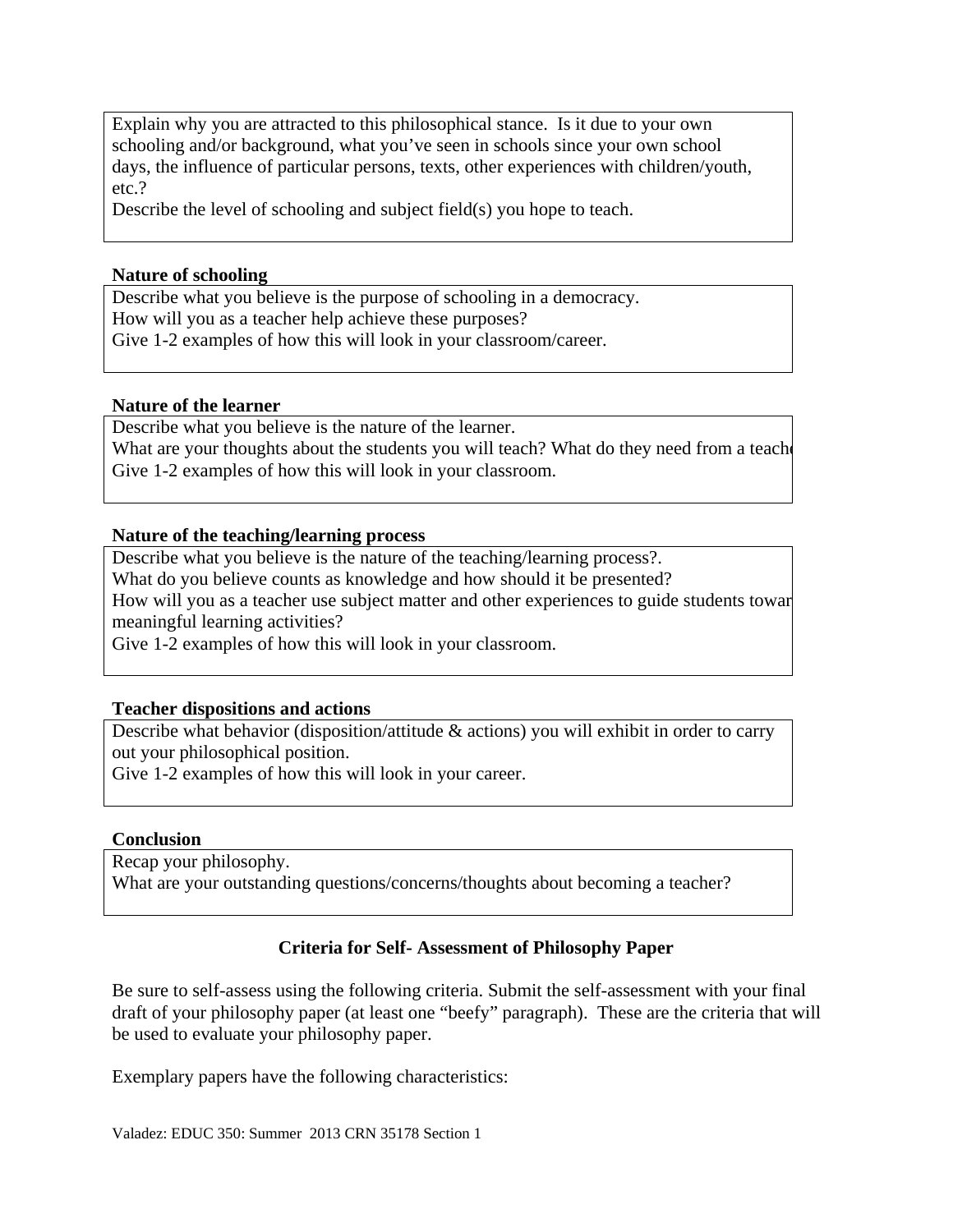Explain why you are attracted to this philosophical stance. Is it due to your own schooling and/or background, what you've seen in schools since your own school days, the influence of particular persons, texts, other experiences with children/youth, etc.?

Describe the level of schooling and subject field(s) you hope to teach.

**Nature of schooling**

Describe what you believe is the purpose of schooling in a democracy.
How will you as a teacher help achieve these purposes?
Give 1-2 examples of how this will look in your classroom/career.

**Nature of the learner**

Describe what you believe is the nature of the learner.
What are your thoughts about the students you will teach? What do they need from a teache
Give 1-2 examples of how this will look in your classroom.

**Nature of the teaching/learning process**

Describe what you believe is the nature of the teaching/learning process?.
What do you believe counts as knowledge and how should it be presented?
How will you as a teacher use subject matter and other experiences to guide students towar meaningful learning activities?
Give 1-2 examples of how this will look in your classroom.

**Teacher dispositions and actions**

Describe what behavior (disposition/attitude & actions) you will exhibit in order to carry out your philosophical position.
Give 1-2 examples of how this will look in your career.

**Conclusion**

Recap your philosophy.
What are your outstanding questions/concerns/thoughts about becoming a teacher?

**Criteria for Self- Assessment of Philosophy Paper**

Be sure to self-assess using the following criteria. Submit the self-assessment with your final draft of your philosophy paper (at least one "beefy" paragraph). These are the criteria that will be used to evaluate your philosophy paper.

Exemplary papers have the following characteristics: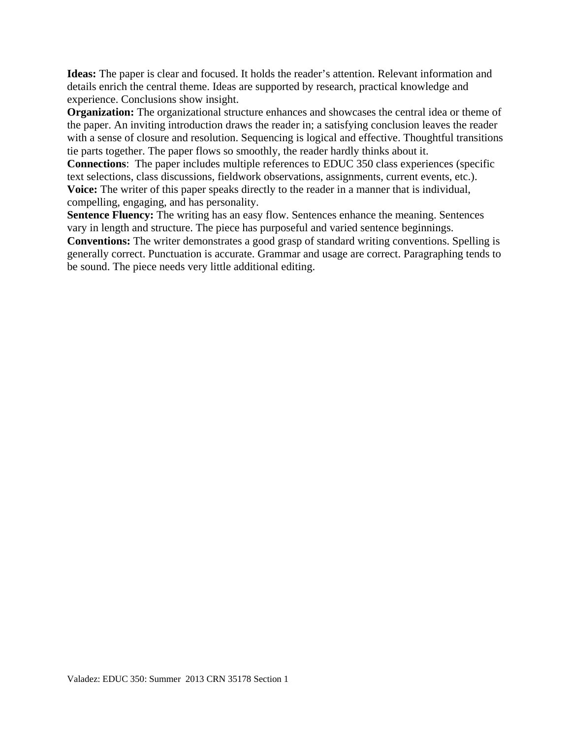**Ideas:** The paper is clear and focused. It holds the reader's attention. Relevant information and details enrich the central theme. Ideas are supported by research, practical knowledge and experience. Conclusions show insight.

**Organization:** The organizational structure enhances and showcases the central idea or theme of the paper. An inviting introduction draws the reader in; a satisfying conclusion leaves the reader with a sense of closure and resolution. Sequencing is logical and effective. Thoughtful transitions tie parts together. The paper flows so smoothly, the reader hardly thinks about it.

**Connections**: The paper includes multiple references to EDUC 350 class experiences (specific text selections, class discussions, fieldwork observations, assignments, current events, etc.).

**Voice:** The writer of this paper speaks directly to the reader in a manner that is individual, compelling, engaging, and has personality.

**Sentence Fluency:** The writing has an easy flow. Sentences enhance the meaning. Sentences vary in length and structure. The piece has purposeful and varied sentence beginnings.

**Conventions:** The writer demonstrates a good grasp of standard writing conventions. Spelling is generally correct. Punctuation is accurate. Grammar and usage are correct. Paragraphing tends to be sound. The piece needs very little additional editing.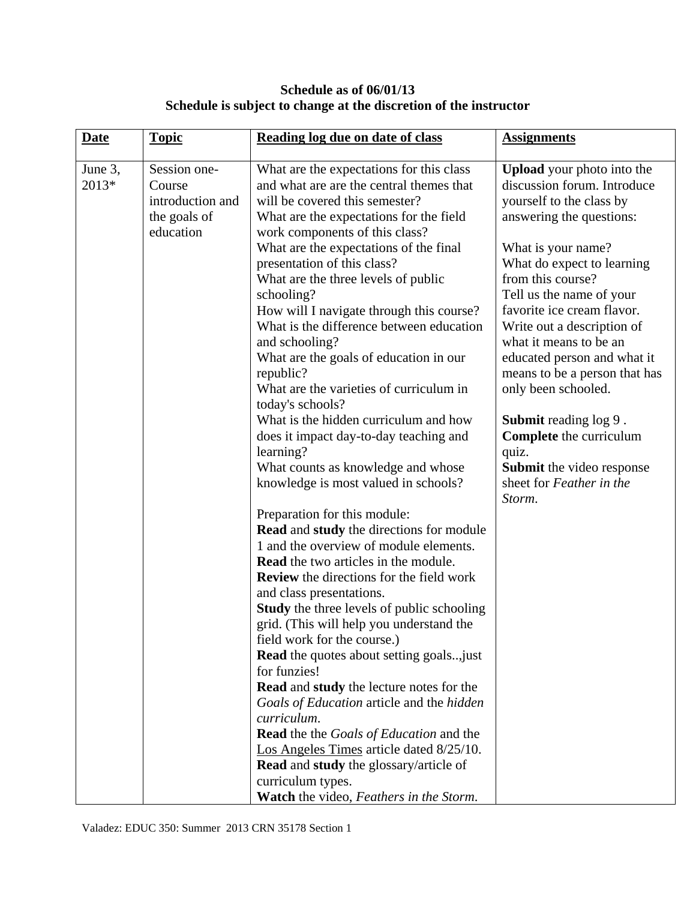**Schedule as of 06/01/13**
**Schedule is subject to change at the discretion of the instructor**

| Date | Topic | Reading log due on date of class | Assignments |
|---|---|---|---|
| June 3, 2013* | Session one- Course introduction and the goals of education | What are the expectations for this class and what are are the central themes that will be covered this semester?<br>What are the expectations for the field work components of this class?<br>What are the expectations of the final presentation of this class?<br>What are the three levels of public schooling?<br>How will I navigate through this course?<br>What is the difference between education and schooling?<br>What are the goals of education in our republic?<br>What are the varieties of curriculum in today's schools?<br>What is the hidden curriculum and how does it impact day-to-day teaching and learning?<br>What counts as knowledge and whose knowledge is most valued in schools?<br><br>Preparation for this module:<br>**Read** and **study** the directions for module 1 and the overview of module elements.<br>**Read** the two articles in the module.<br>**Review** the directions for the field work and class presentations.<br>**Study** the three levels of public schooling grid. (This will help you understand the field work for the course.)<br>**Read** the quotes about setting goals..,just for funzies!<br>**Read** and **study** the lecture notes for the *Goals of Education* article and the *hidden curriculum*.<br>**Read** the the *Goals of Education* and the Los Angeles Times article dated 8/25/10.<br>**Read** and **study** the glossary/article of curriculum types.<br>**Watch** the video, *Feathers in the Storm*. | **Upload** your photo into the discussion forum. Introduce yourself to the class by answering the questions:<br><br>What is your name?<br>What do expect to learning from this course?<br>Tell us the name of your favorite ice cream flavor.<br>Write out a description of what it means to be an educated person and what it means to be a person that has only been schooled.<br><br>**Submit** reading log 9 .<br>**Complete** the curriculum quiz.<br>**Submit** the video response sheet for *Feather in the Storm*. |

Valadez: EDUC 350: Summer 2013 CRN 35178 Section 1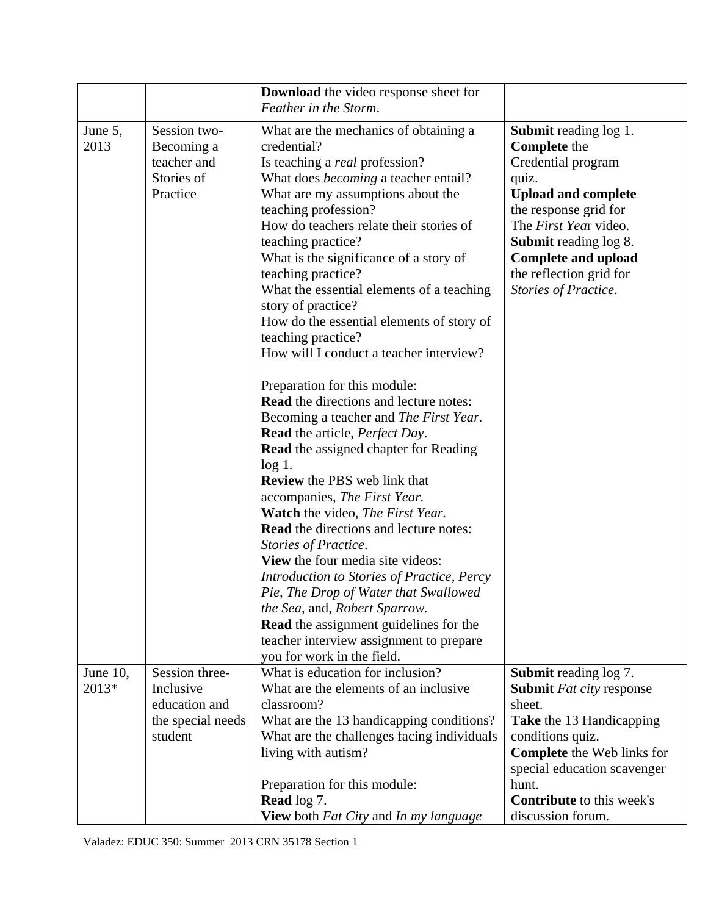| | | **Download** the video response sheet for *Feather in the Storm*. | |
|---|---|---|---|
| June 5, 2013 | Session two- Becoming a teacher and Stories of Practice | What are the mechanics of obtaining a credential?<br>Is teaching a *real* profession?<br>What does *becoming* a teacher entail?<br>What are my assumptions about the teaching profession?<br>How do teachers relate their stories of teaching practice?<br>What is the significance of a story of teaching practice?<br>What the essential elements of a teaching story of practice?<br>How do the essential elements of story of teaching practice?<br>How will I conduct a teacher interview?<br><br>Preparation for this module:<br>**Read** the directions and lecture notes: Becoming a teacher and *The First Year.*<br>**Read** the article, *Perfect Day*.<br>**Read** the assigned chapter for Reading log 1.<br>**Review** the PBS web link that accompanies, *The First Year.*<br>**Watch** the video, *The First Year*.<br>**Read** the directions and lecture notes: *Stories of Practice*.<br>**View** the four media site videos: *Introduction to Stories of Practice, Percy Pie, The Drop of Water that Swallowed the Sea,* and, *Robert Sparrow.*<br>**Read** the assignment guidelines for the teacher interview assignment to prepare you for work in the field. | **Submit** reading log 1.<br>**Complete** the Credential program quiz.<br>**Upload and complete** the response grid for The *First Yea*r video.<br>**Submit** reading log 8.<br>**Complete and upload** the reflection grid for *Stories of Practice*. |
| June 10, 2013* | Session three- Inclusive education and the special needs student | What is education for inclusion?<br>What are the elements of an inclusive classroom?<br>What are the 13 handicapping conditions?<br>What are the challenges facing individuals living with autism?<br><br>Preparation for this module:<br>**Read** log 7.<br>**View** both *Fat City* and *In my language* | **Submit** reading log 7.<br>**Submit** *Fat city* response sheet.<br>**Take** the 13 Handicapping conditions quiz.<br>**Complete** the Web links for special education scavenger hunt.<br>**Contribute** to this week's discussion forum. |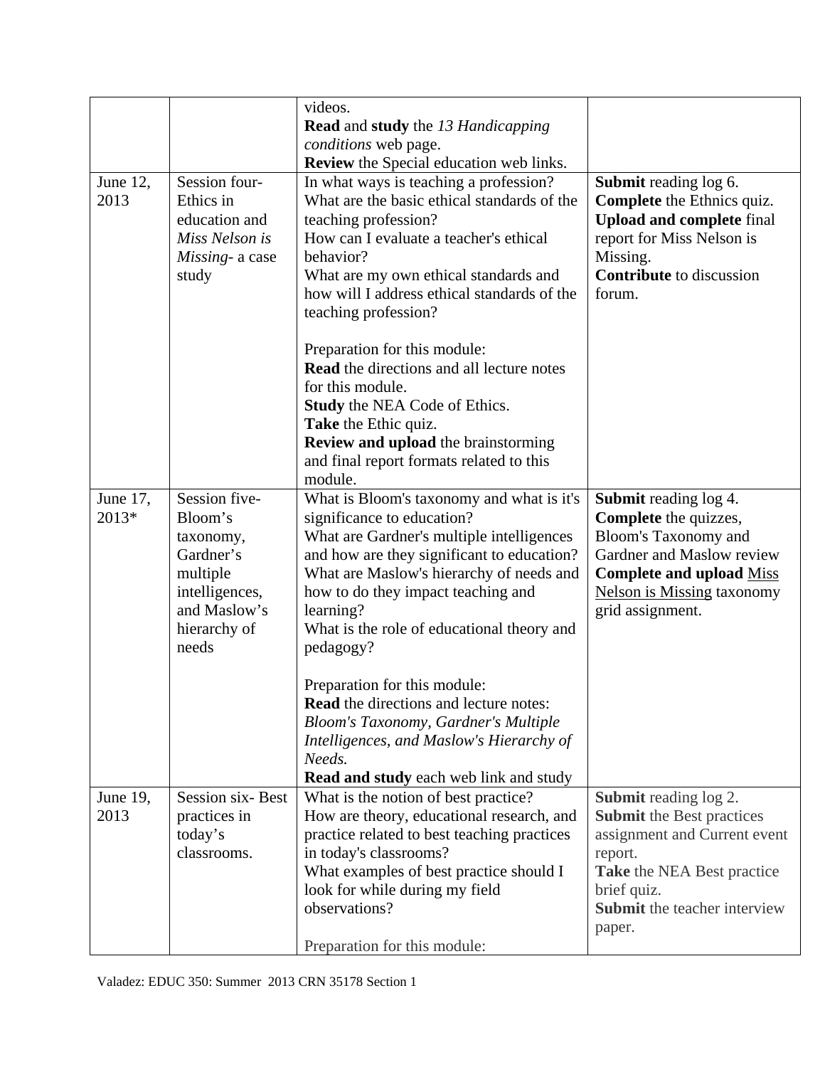| | | | |
|---|---|---|---|
| | | videos.<br>**Read** and **study** the *13 Handicapping conditions* web page.<br>**Review** the Special education web links. | |
| June 12, 2013 | Session four- Ethics in education and *Miss Nelson is Missing*- a case study | In what ways is teaching a profession?<br>What are the basic ethical standards of the teaching profession?<br>How can I evaluate a teacher's ethical behavior?<br>What are my own ethical standards and how will I address ethical standards of the teaching profession?<br><br>Preparation for this module:<br>**Read** the directions and all lecture notes for this module.<br>**Study** the NEA Code of Ethics.<br>**Take** the Ethic quiz.<br>**Review and upload** the brainstorming and final report formats related to this module. | **Submit** reading log 6.<br>**Complete** the Ethnics quiz.<br>**Upload and complete** final report for Miss Nelson is Missing.<br>**Contribute** to discussion forum. |
| June 17, 2013* | Session five- Bloom's taxonomy, Gardner's multiple intelligences, and Maslow's hierarchy of needs | What is Bloom's taxonomy and what is it's significance to education?<br>What are Gardner's multiple intelligences and how are they significant to education?<br>What are Maslow's hierarchy of needs and how to do they impact teaching and learning?<br>What is the role of educational theory and pedagogy?<br><br>Preparation for this module:<br>**Read** the directions and lecture notes: *Bloom's Taxonomy, Gardner's Multiple Intelligences, and Maslow's Hierarchy of Needs.*<br>**Read and study** each web link and study | **Submit** reading log 4.<br>**Complete** the quizzes, Bloom's Taxonomy and Gardner and Maslow review<br>**Complete and upload** Miss Nelson is Missing taxonomy grid assignment. |
| June 19, 2013 | Session six- Best practices in today's classrooms. | What is the notion of best practice?<br>How are theory, educational research, and practice related to best teaching practices in today's classrooms?<br>What examples of best practice should I look for while during my field observations?<br><br>Preparation for this module: | **Submit** reading log 2.<br>**Submit** the Best practices assignment and Current event report.<br>**Take** the NEA Best practice brief quiz.<br>**Submit** the teacher interview paper. |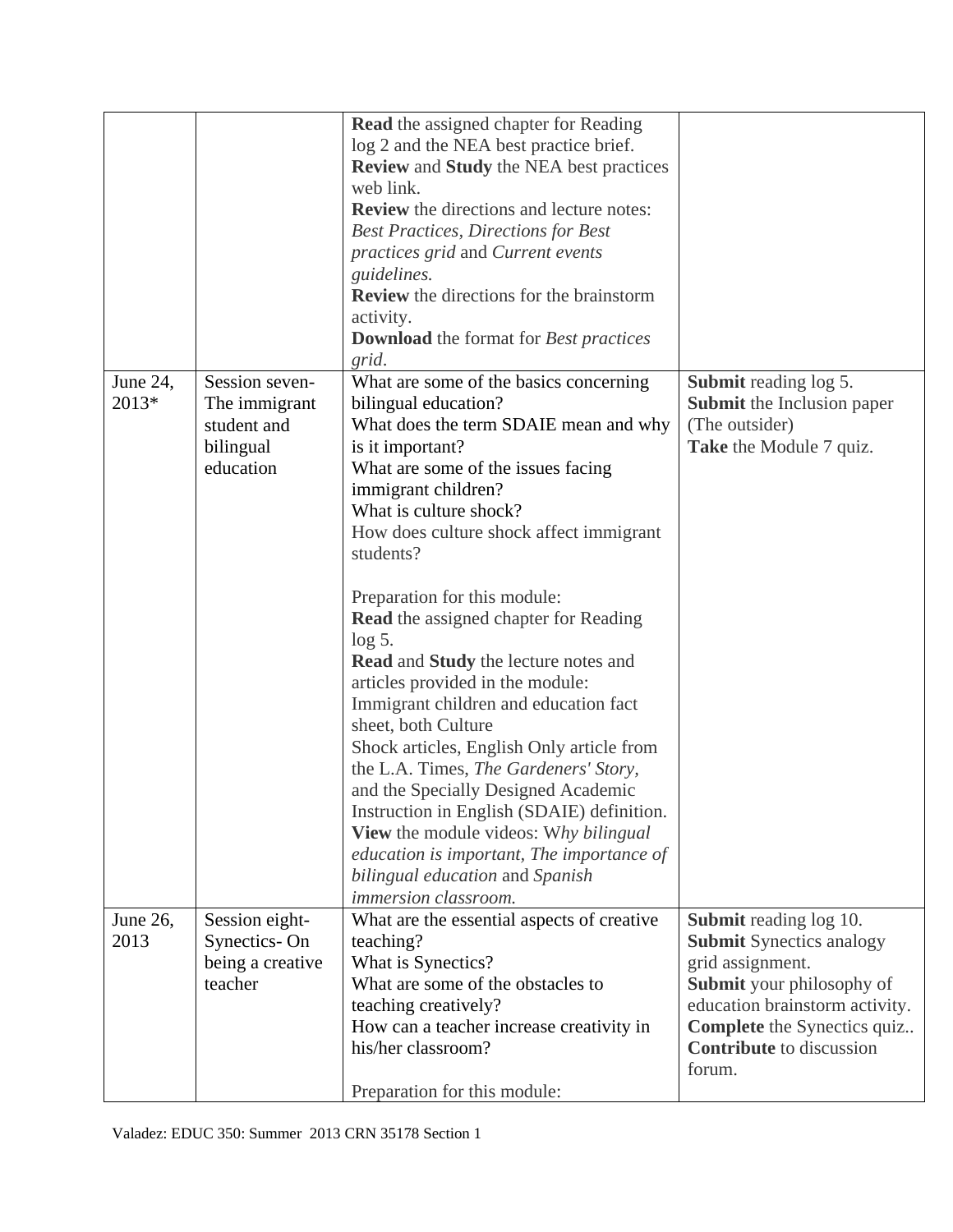| | | | |
|---|---|---|---|
| | | **Read** the assigned chapter for Reading log 2 and the NEA best practice brief.<br>**Review** and **Study** the NEA best practices web link.<br>**Review** the directions and lecture notes: *Best Practices*, *Directions for Best practices grid* and *Current events guidelines.*<br>**Review** the directions for the brainstorm activity.<br>**Download** the format for *Best practices grid*. | |
| June 24, 2013* | Session seven-The immigrant student and bilingual education | What are some of the basics concerning bilingual education?<br>What does the term SDAIE mean and why is it important?<br>What are some of the issues facing immigrant children?<br>What is culture shock?<br>How does culture shock affect immigrant students?<br><br>Preparation for this module:<br>**Read** the assigned chapter for Reading log 5.<br>**Read** and **Study** the lecture notes and articles provided in the module: Immigrant children and education fact sheet, both Culture Shock articles, English Only article from the L.A. Times, *The Gardeners' Story*, and the Specially Designed Academic Instruction in English (SDAIE) definition.<br>**View** the module videos: W*hy bilingual education is important*, *The importance of bilingual education* and *Spanish immersion classroom.* | **Submit** reading log 5.<br>**Submit** the Inclusion paper (The outsider)<br>**Take** the Module 7 quiz. |
| June 26, 2013 | Session eight-Synectics- On being a creative teacher | What are the essential aspects of creative teaching?<br>What is Synectics?<br>What are some of the obstacles to teaching creatively?<br>How can a teacher increase creativity in his/her classroom?<br><br>Preparation for this module: | **Submit** reading log 10.<br>**Submit** Synectics analogy grid assignment.<br>**Submit** your philosophy of education brainstorm activity.<br>**Complete** the Synectics quiz..<br>**Contribute** to discussion forum. |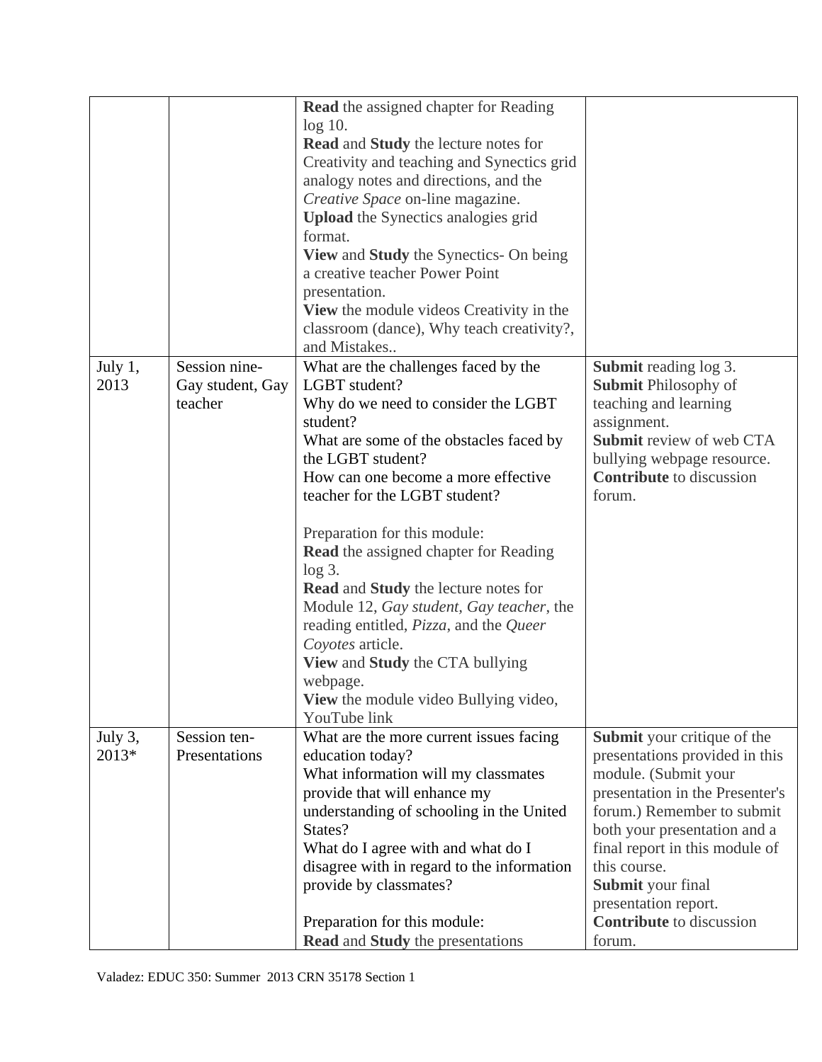| | | | |
|---|---|---|---|
| | | **Read** the assigned chapter for Reading log 10.<br>**Read** and **Study** the lecture notes for Creativity and teaching and Synectics grid analogy notes and directions, and the *Creative Space* on-line magazine.<br>**Upload** the Synectics analogies grid format.<br>**View** and **Study** the Synectics- On being a creative teacher Power Point presentation.<br>**View** the module videos Creativity in the classroom (dance), Why teach creativity?, and Mistakes.. | |
| July 1, 2013 | Session nine-Gay student, Gay teacher | What are the challenges faced by the LGBT student?<br>Why do we need to consider the LGBT student?<br>What are some of the obstacles faced by the LGBT student?<br>How can one become a more effective teacher for the LGBT student?<br><br>Preparation for this module:<br>**Read** the assigned chapter for Reading log 3.<br>**Read** and **Study** the lecture notes for Module 12, *Gay student, Gay teacher*, the reading entitled, *Pizza*, and the *Queer Coyotes* article.<br>**View** and **Study** the CTA bullying webpage.<br>**View** the module video Bullying video, YouTube link | **Submit** reading log 3.<br>**Submit** Philosophy of teaching and learning assignment.<br>**Submit** review of web CTA bullying webpage resource.<br>**Contribute** to discussion forum. |
| July 3, 2013* | Session ten-Presentations | What are the more current issues facing education today?<br>What information will my classmates provide that will enhance my understanding of schooling in the United States?<br>What do I agree with and what do I disagree with in regard to the information provide by classmates?<br><br>Preparation for this module:<br>**Read** and **Study** the presentations | **Submit** your critique of the presentations provided in this module. (Submit your presentation in the Presenter's forum.) Remember to submit both your presentation and a final report in this module of this course.<br>**Submit** your final presentation report.<br>**Contribute** to discussion forum. |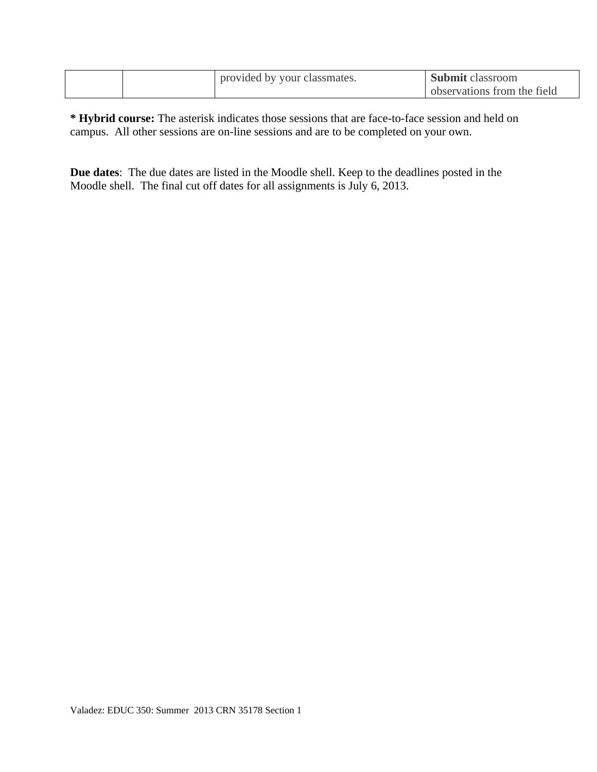| | | | |
|---|---|---|---|
| | | provided by your classmates. | **Submit** classroom observations from the field |

**\* Hybrid course:** The asterisk indicates those sessions that are face-to-face session and held on campus. All other sessions are on-line sessions and are to be completed on your own.

**Due dates**: The due dates are listed in the Moodle shell. Keep to the deadlines posted in the Moodle shell. The final cut off dates for all assignments is July 6, 2013.